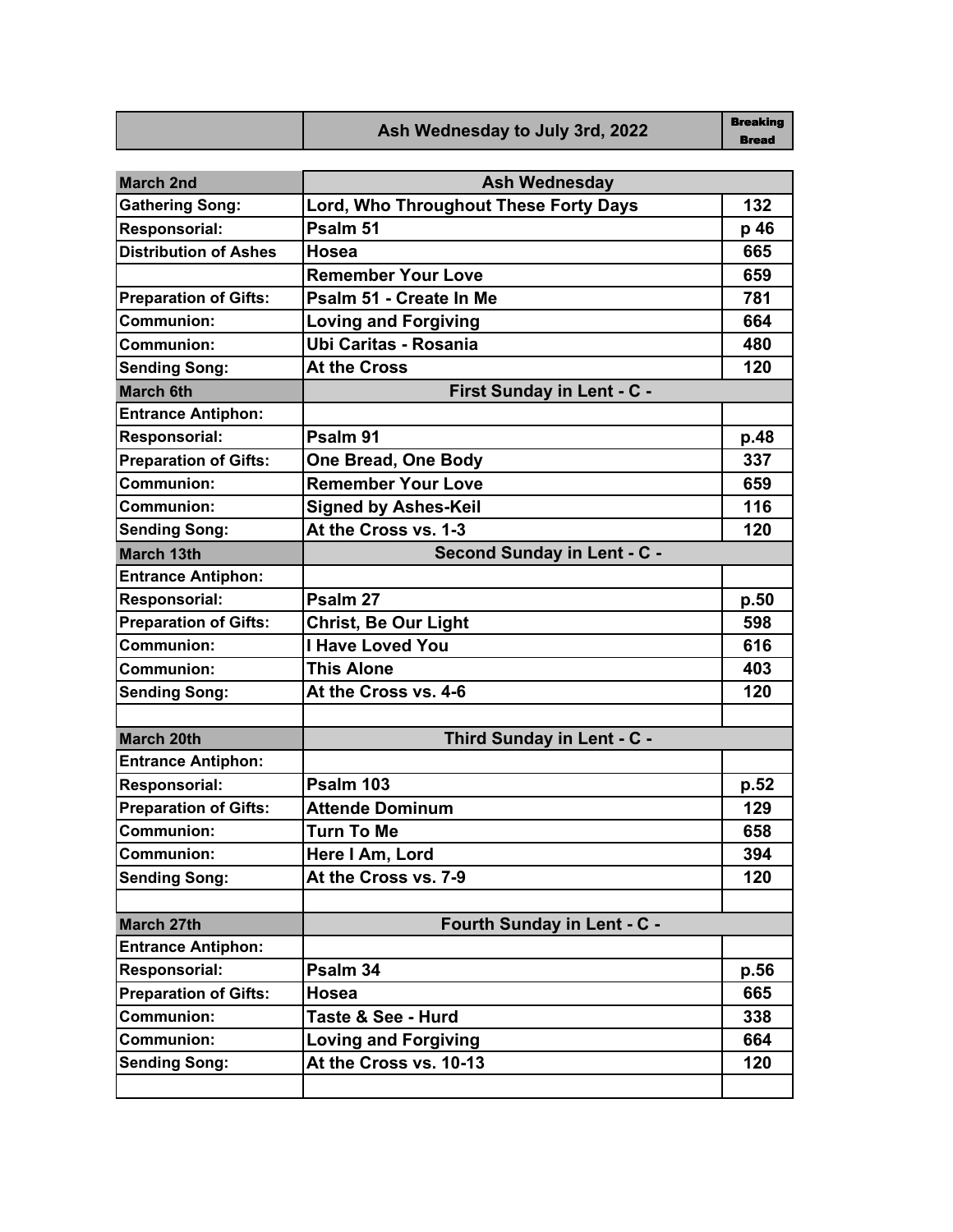| | Ash Wednesday to July 3rd, 2022 | Breaking Bread |
|---|---|---|
| **March 2nd** | **Ash Wednesday** | |
| **Gathering Song:** | **Lord, Who Throughout These Forty Days** | **132** |
| **Responsorial:** | **Psalm 51** | **p 46** |
| **Distribution of Ashes** | **Hosea** | **665** |
| | **Remember Your Love** | **659** |
| **Preparation of Gifts:** | **Psalm 51 - Create In Me** | **781** |
| **Communion:** | **Loving and Forgiving** | **664** |
| **Communion:** | **Ubi Caritas - Rosania** | **480** |
| **Sending Song:** | **At the Cross** | **120** |
| **March 6th** | **First Sunday in Lent - C -** | |
| **Entrance Antiphon:** | | |
| **Responsorial:** | **Psalm 91** | **p.48** |
| **Preparation of Gifts:** | **One Bread, One Body** | **337** |
| **Communion:** | **Remember Your Love** | **659** |
| **Communion:** | **Signed by Ashes-Keil** | **116** |
| **Sending Song:** | **At the Cross vs. 1-3** | **120** |
| **March 13th** | **Second Sunday in Lent - C -** | |
| **Entrance Antiphon:** | | |
| **Responsorial:** | **Psalm 27** | **p.50** |
| **Preparation of Gifts:** | **Christ, Be Our Light** | **598** |
| **Communion:** | **I Have Loved You** | **616** |
| **Communion:** | **This Alone** | **403** |
| **Sending Song:** | **At the Cross vs. 4-6** | **120** |
| | | |
| **March 20th** | **Third Sunday in Lent - C -** | |
| **Entrance Antiphon:** | | |
| **Responsorial:** | **Psalm 103** | **p.52** |
| **Preparation of Gifts:** | **Attende Dominum** | **129** |
| **Communion:** | **Turn To Me** | **658** |
| **Communion:** | **Here I Am, Lord** | **394** |
| **Sending Song:** | **At the Cross vs. 7-9** | **120** |
| | | |
| **March 27th** | **Fourth Sunday in Lent - C -** | |
| **Entrance Antiphon:** | | |
| **Responsorial:** | **Psalm 34** | **p.56** |
| **Preparation of Gifts:** | **Hosea** | **665** |
| **Communion:** | **Taste & See - Hurd** | **338** |
| **Communion:** | **Loving and Forgiving** | **664** |
| **Sending Song:** | **At the Cross vs. 10-13** | **120** |
| | | |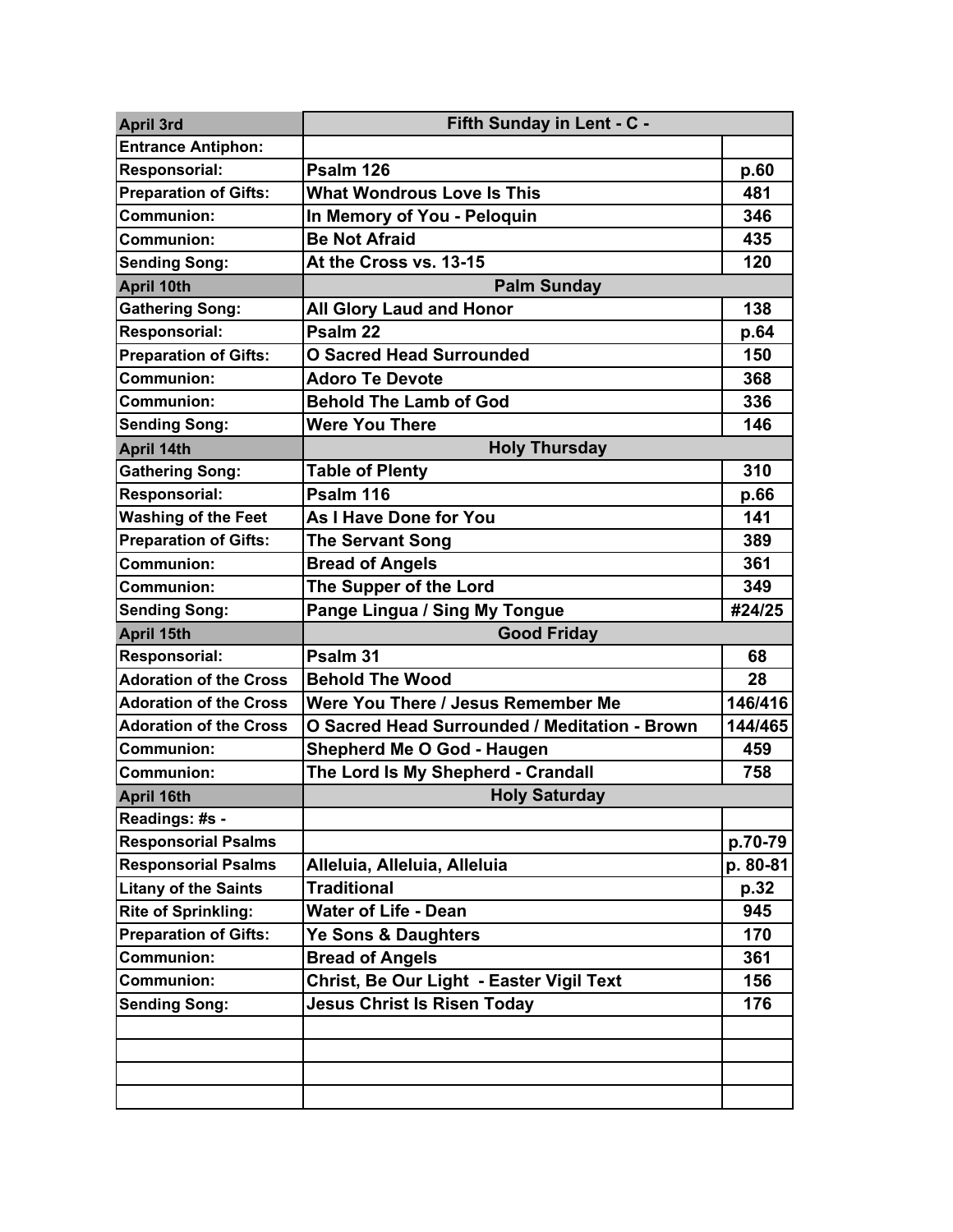| April 3rd | Fifth Sunday in Lent - C - | |
|---|---|---|
| Entrance Antiphon: | | |
| Responsorial: | Psalm 126 | p.60 |
| Preparation of Gifts: | What Wondrous Love Is This | 481 |
| Communion: | In Memory of You - Peloquin | 346 |
| Communion: | Be Not Afraid | 435 |
| Sending Song: | At the Cross vs. 13-15 | 120 |
| April 10th | Palm Sunday | |
| Gathering Song: | All Glory Laud and Honor | 138 |
| Responsorial: | Psalm 22 | p.64 |
| Preparation of Gifts: | O Sacred Head Surrounded | 150 |
| Communion: | Adoro Te Devote | 368 |
| Communion: | Behold The Lamb of God | 336 |
| Sending Song: | Were You There | 146 |
| April 14th | Holy Thursday | |
| Gathering Song: | Table of Plenty | 310 |
| Responsorial: | Psalm 116 | p.66 |
| Washing of the Feet | As I Have Done for You | 141 |
| Preparation of Gifts: | The Servant Song | 389 |
| Communion: | Bread of Angels | 361 |
| Communion: | The Supper of the Lord | 349 |
| Sending Song: | Pange Lingua / Sing My Tongue | #24/25 |
| April 15th | Good Friday | |
| Responsorial: | Psalm 31 | 68 |
| Adoration of the Cross | Behold The Wood | 28 |
| Adoration of the Cross | Were You There / Jesus Remember Me | 146/416 |
| Adoration of the Cross | O Sacred Head Surrounded / Meditation - Brown | 144/465 |
| Communion: | Shepherd Me O God - Haugen | 459 |
| Communion: | The Lord Is My Shepherd - Crandall | 758 |
| April 16th | Holy Saturday | |
| Readings: #s - | | |
| Responsorial Psalms | | p.70-79 |
| Responsorial Psalms | Alleluia, Alleluia, Alleluia | p. 80-81 |
| Litany of the Saints | Traditional | p.32 |
| Rite of Sprinkling: | Water of Life - Dean | 945 |
| Preparation of Gifts: | Ye Sons & Daughters | 170 |
| Communion: | Bread of Angels | 361 |
| Communion: | Christ, Be Our Light - Easter Vigil Text | 156 |
| Sending Song: | Jesus Christ Is Risen Today | 176 |
| | | |
| | | |
| | | |
| | | |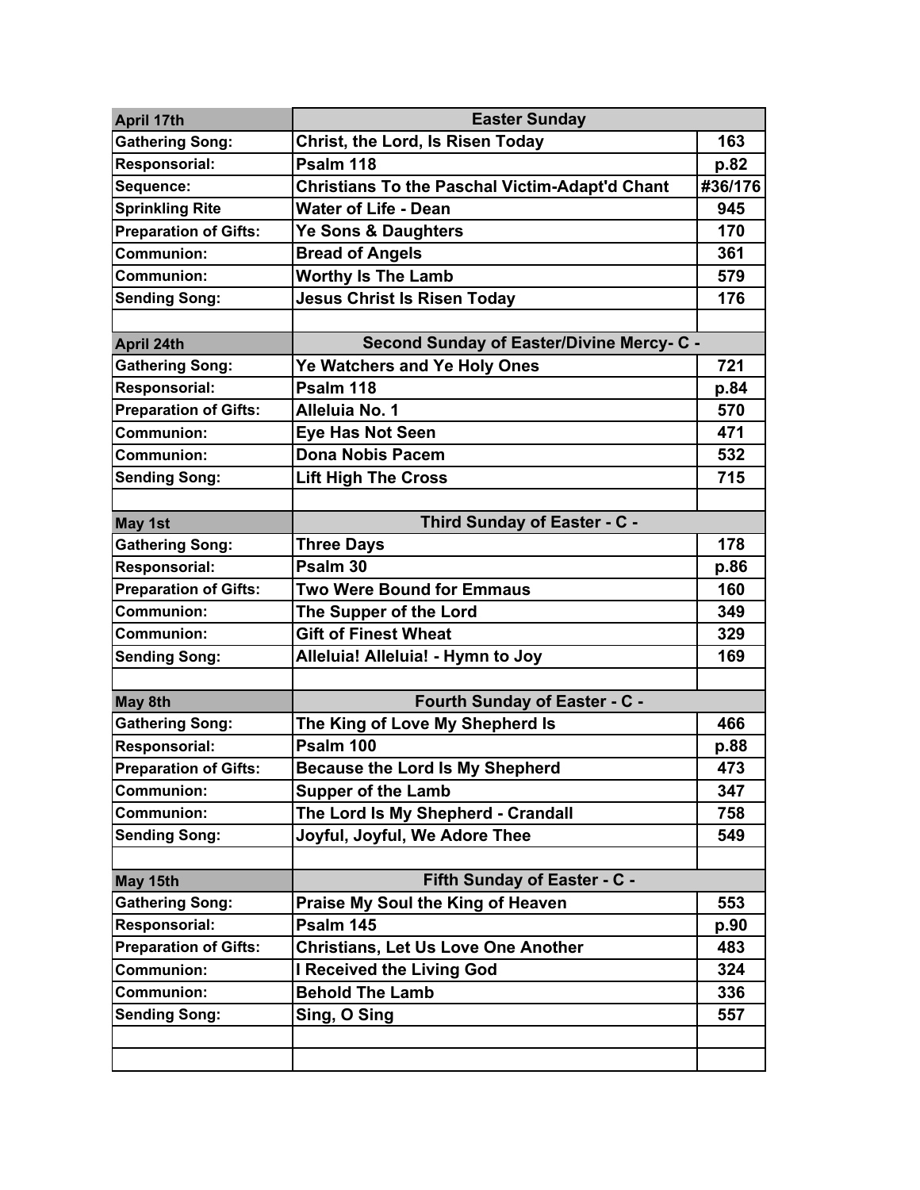| April 17th | Easter Sunday | |
|---|---|---|
| Gathering Song: | Christ, the Lord, Is Risen Today | 163 |
| Responsorial: | Psalm 118 | p.82 |
| Sequence: | Christians To the Paschal Victim-Adapt'd Chant | #36/176 |
| Sprinkling Rite | Water of Life - Dean | 945 |
| Preparation of Gifts: | Ye Sons & Daughters | 170 |
| Communion: | Bread of Angels | 361 |
| Communion: | Worthy Is The Lamb | 579 |
| Sending Song: | Jesus Christ Is Risen Today | 176 |
| | | |
| April 24th | Second Sunday of Easter/Divine Mercy- C - | |
| Gathering Song: | Ye Watchers and Ye Holy Ones | 721 |
| Responsorial: | Psalm 118 | p.84 |
| Preparation of Gifts: | Alleluia No. 1 | 570 |
| Communion: | Eye Has Not Seen | 471 |
| Communion: | Dona Nobis Pacem | 532 |
| Sending Song: | Lift High The Cross | 715 |
| | | |
| May 1st | Third Sunday of Easter - C - | |
| Gathering Song: | Three Days | 178 |
| Responsorial: | Psalm 30 | p.86 |
| Preparation of Gifts: | Two Were Bound for Emmaus | 160 |
| Communion: | The Supper of the Lord | 349 |
| Communion: | Gift of Finest Wheat | 329 |
| Sending Song: | Alleluia! Alleluia! - Hymn to Joy | 169 |
| | | |
| May 8th | Fourth Sunday of Easter - C - | |
| Gathering Song: | The King of Love My Shepherd Is | 466 |
| Responsorial: | Psalm 100 | p.88 |
| Preparation of Gifts: | Because the Lord Is My Shepherd | 473 |
| Communion: | Supper of the Lamb | 347 |
| Communion: | The Lord Is My Shepherd - Crandall | 758 |
| Sending Song: | Joyful, Joyful, We Adore Thee | 549 |
| | | |
| May 15th | Fifth Sunday of Easter - C - | |
| Gathering Song: | Praise My Soul the King of Heaven | 553 |
| Responsorial: | Psalm 145 | p.90 |
| Preparation of Gifts: | Christians, Let Us Love One Another | 483 |
| Communion: | I Received the Living God | 324 |
| Communion: | Behold The Lamb | 336 |
| Sending Song: | Sing, O Sing | 557 |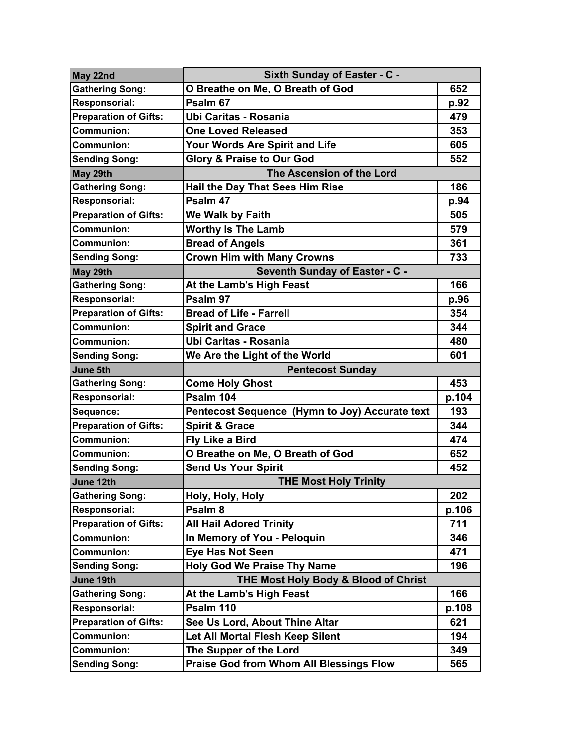| May 22nd | Sixth Sunday of Easter - C - | |
|---|---|---|
| Gathering Song: | O Breathe on Me, O Breath of God | 652 |
| Responsorial: | Psalm 67 | p.92 |
| Preparation of Gifts: | Ubi Caritas - Rosania | 479 |
| Communion: | One Loved Released | 353 |
| Communion: | Your Words Are Spirit and Life | 605 |
| Sending Song: | Glory & Praise to Our God | 552 |
| **May 29th** | **The Ascension of the Lord** | |
| Gathering Song: | Hail the Day That Sees Him Rise | 186 |
| Responsorial: | Psalm 47 | p.94 |
| Preparation of Gifts: | We Walk by Faith | 505 |
| Communion: | Worthy Is The Lamb | 579 |
| Communion: | Bread of Angels | 361 |
| Sending Song: | Crown Him with Many Crowns | 733 |
| **May 29th** | **Seventh Sunday of Easter - C -** | |
| Gathering Song: | At the Lamb's High Feast | 166 |
| Responsorial: | Psalm 97 | p.96 |
| Preparation of Gifts: | Bread of Life - Farrell | 354 |
| Communion: | Spirit and Grace | 344 |
| Communion: | Ubi Caritas - Rosania | 480 |
| Sending Song: | We Are the Light of the World | 601 |
| **June 5th** | **Pentecost Sunday** | |
| Gathering Song: | Come Holy Ghost | 453 |
| Responsorial: | Psalm 104 | p.104 |
| Sequence: | Pentecost Sequence (Hymn to Joy) Accurate text | 193 |
| Preparation of Gifts: | Spirit & Grace | 344 |
| Communion: | Fly Like a Bird | 474 |
| Communion: | O Breathe on Me, O Breath of God | 652 |
| Sending Song: | Send Us Your Spirit | 452 |
| **June 12th** | **THE Most Holy Trinity** | |
| Gathering Song: | Holy, Holy, Holy | 202 |
| Responsorial: | Psalm 8 | p.106 |
| Preparation of Gifts: | All Hail Adored Trinity | 711 |
| Communion: | In Memory of You - Peloquin | 346 |
| Communion: | Eye Has Not Seen | 471 |
| Sending Song: | Holy God We Praise Thy Name | 196 |
| **June 19th** | **THE Most Holy Body & Blood of Christ** | |
| Gathering Song: | At the Lamb's High Feast | 166 |
| Responsorial: | Psalm 110 | p.108 |
| Preparation of Gifts: | See Us Lord, About Thine Altar | 621 |
| Communion: | Let All Mortal Flesh Keep Silent | 194 |
| Communion: | The Supper of the Lord | 349 |
| Sending Song: | Praise God from Whom All Blessings Flow | 565 |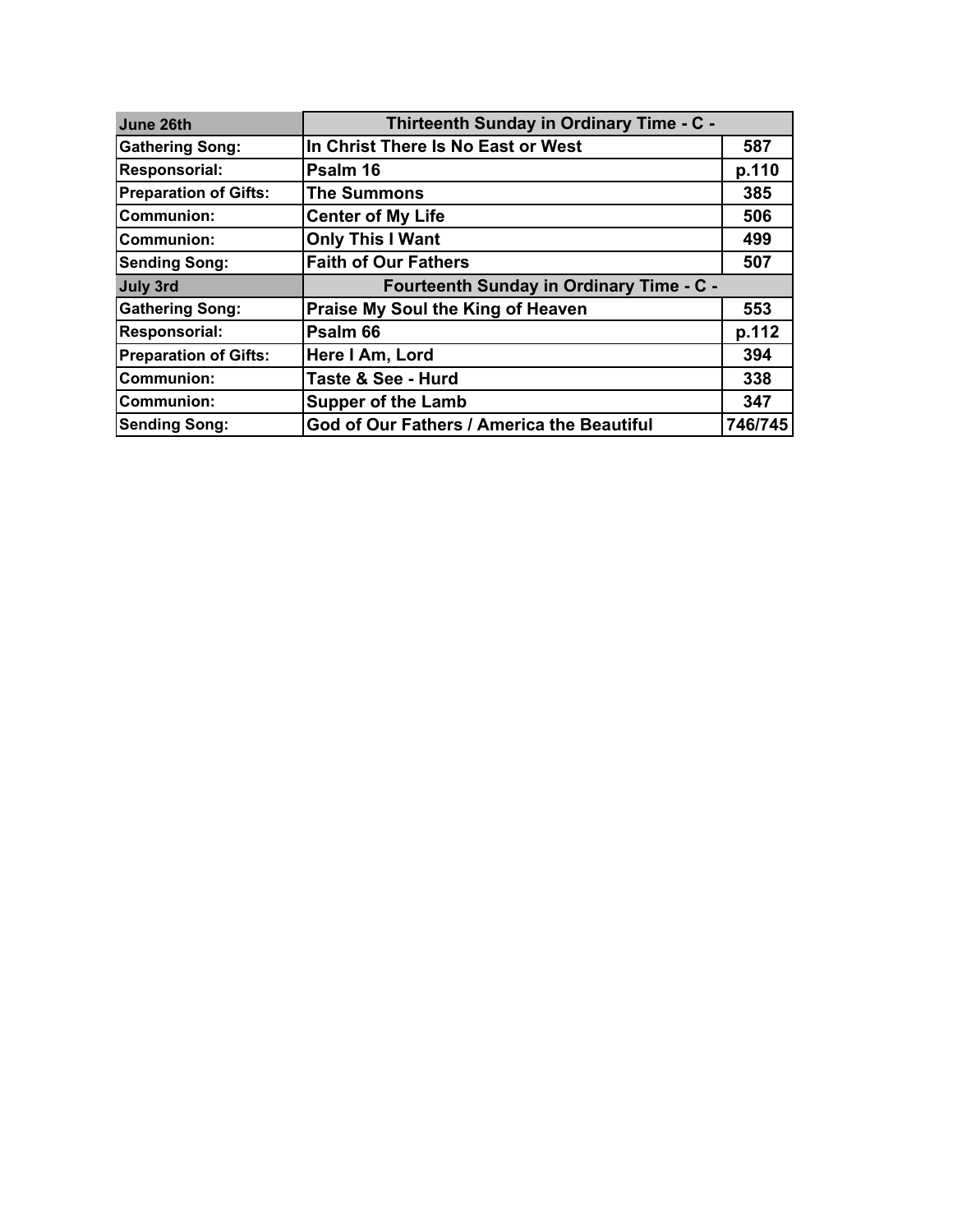| June 26th | Thirteenth Sunday in Ordinary Time - C - | |
| --- | --- | --- |
| Gathering Song: | In Christ There Is No East or West | 587 |
| Responsorial: | Psalm 16 | p.110 |
| Preparation of Gifts: | The Summons | 385 |
| Communion: | Center of My Life | 506 |
| Communion: | Only This I Want | 499 |
| Sending Song: | Faith of Our Fathers | 507 |
| July 3rd | Fourteenth Sunday in Ordinary Time - C - | |
| Gathering Song: | Praise My Soul the King of Heaven | 553 |
| Responsorial: | Psalm 66 | p.112 |
| Preparation of Gifts: | Here I Am, Lord | 394 |
| Communion: | Taste & See - Hurd | 338 |
| Communion: | Supper of the Lamb | 347 |
| Sending Song: | God of Our Fathers / America the Beautiful | 746/745 |